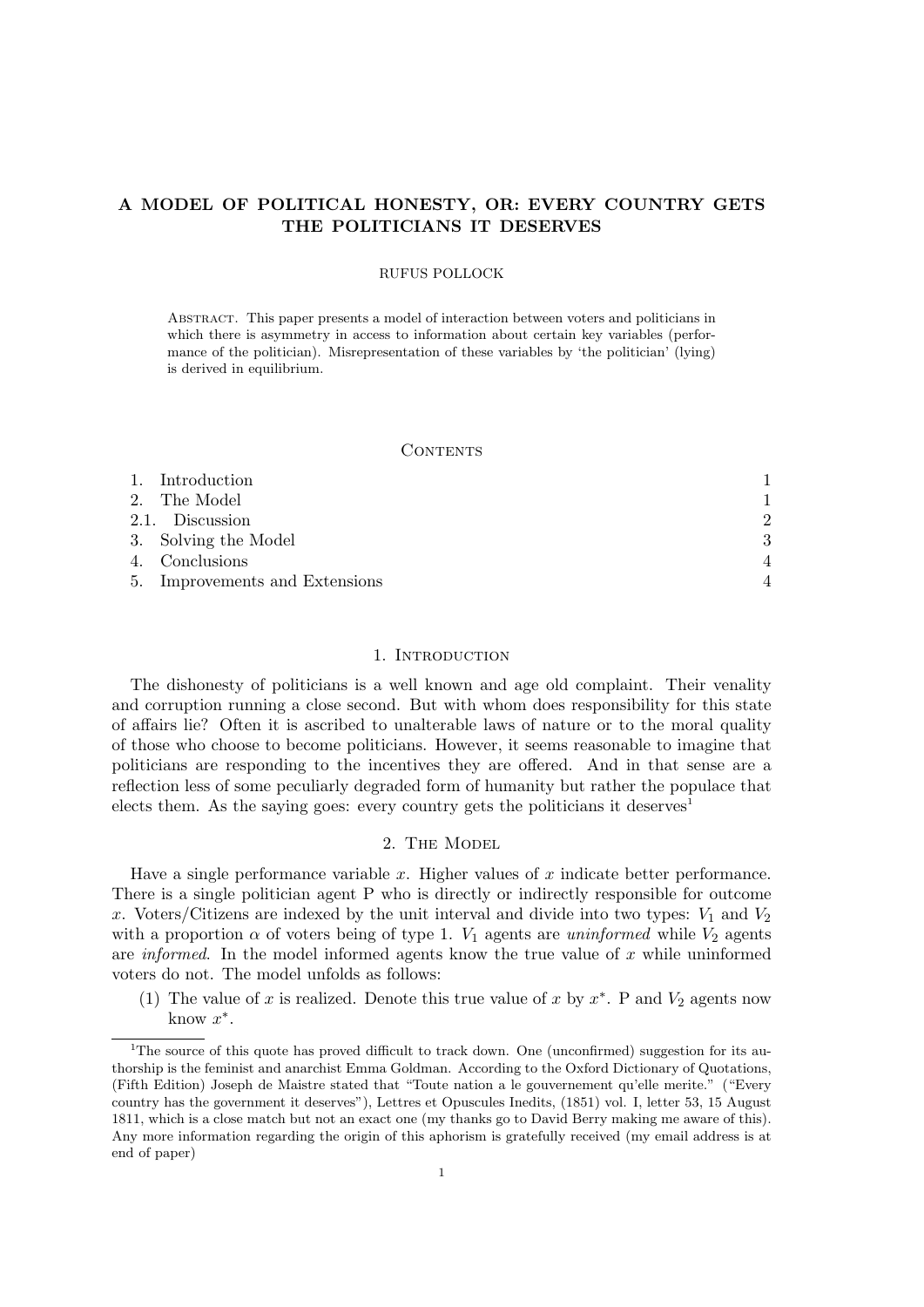# A MODEL OF POLITICAL HONESTY, OR: EVERY COUNTRY GETS THE POLITICIANS IT DESERVES

RUFUS POLLOCK

Abstract. This paper presents a model of interaction between voters and politicians in which there is asymmetry in access to information about certain key variables (performance of the politician). Misrepresentation of these variables by 'the politician' (lying) is derived in equilibrium.

## Contents

| | |
|---|---|
| 1. Introduction | 1 |
| 2. The Model | 1 |
| 2.1. Discussion | 2 |
| 3. Solving the Model | 3 |
| 4. Conclusions | 4 |
| 5. Improvements and Extensions | 4 |

## 1. Introduction

The dishonesty of politicians is a well known and age old complaint. Their venality and corruption running a close second. But with whom does responsibility for this state of affairs lie? Often it is ascribed to unalterable laws of nature or to the moral quality of those who choose to become politicians. However, it seems reasonable to imagine that politicians are responding to the incentives they are offered. And in that sense are a reflection less of some peculiarly degraded form of humanity but rather the populace that elects them. As the saying goes: every country gets the politicians it deserves[1]

## 2. The Model

Have a single performance variable $x$. Higher values of $x$ indicate better performance. There is a single politician agent P who is directly or indirectly responsible for outcome $x$. Voters/Citizens are indexed by the unit interval and divide into two types: $V_1$ and $V_2$ with a proportion $\alpha$ of voters being of type 1. $V_1$ agents are *uninformed* while $V_2$ agents are *informed*. In the model informed agents know the true value of $x$ while uninformed voters do not. The model unfolds as follows:

(1) The value of $x$ is realized. Denote this true value of $x$ by $x^*$. P and $V_2$ agents now know $x^*$.

[1] The source of this quote has proved difficult to track down. One (unconfirmed) suggestion for its authorship is the feminist and anarchist Emma Goldman. According to the Oxford Dictionary of Quotations, (Fifth Edition) Joseph de Maistre stated that "Toute nation a le gouvernement qu'elle merite." ("Every country has the government it deserves"), Lettres et Opuscules Inedits, (1851) vol. I, letter 53, 15 August 1811, which is a close match but not an exact one (my thanks go to David Berry making me aware of this). Any more information regarding the origin of this aphorism is gratefully received (my email address is at end of paper)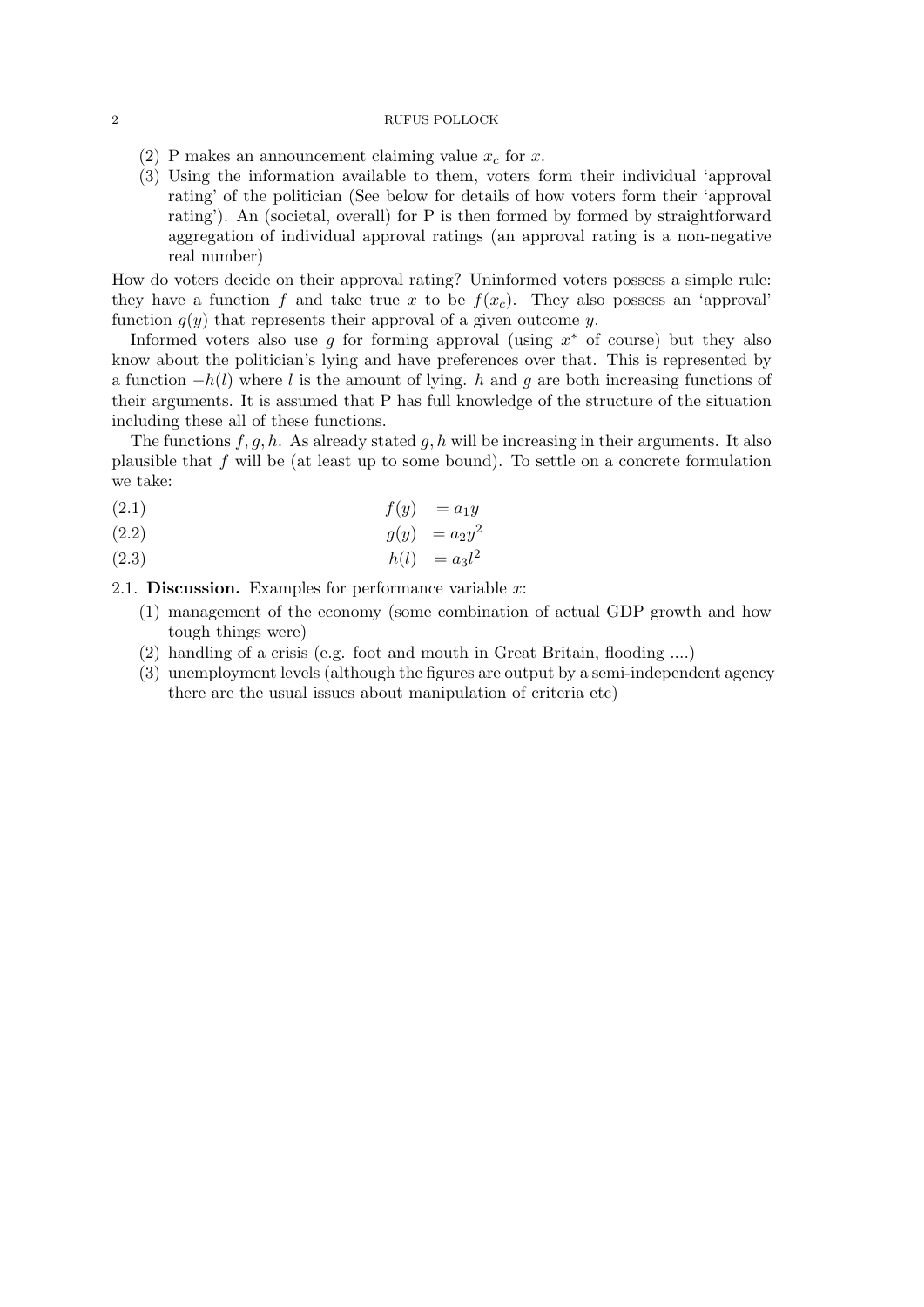(2) P makes an announcement claiming value $x_c$ for $x$.
(3) Using the information available to them, voters form their individual 'approval rating' of the politician (See below for details of how voters form their 'approval rating'). An (societal, overall) for P is then formed by formed by straightforward aggregation of individual approval ratings (an approval rating is a non-negative real number)

How do voters decide on their approval rating? Uninformed voters possess a simple rule: they have a function $f$ and take true $x$ to be $f(x_c)$. They also possess an 'approval' function $g(y)$ that represents their approval of a given outcome $y$.

Informed voters also use $g$ for forming approval (using $x^*$ of course) but they also know about the politician's lying and have preferences over that. This is represented by a function $-h(l)$ where $l$ is the amount of lying. $h$ and $g$ are both increasing functions of their arguments. It is assumed that P has full knowledge of the structure of the situation including these all of these functions.

The functions $f, g, h$. As already stated $g, h$ will be increasing in their arguments. It also plausible that $f$ will be (at least up to some bound). To settle on a concrete formulation we take:

$$f(y) = a_1 y \tag{2.1}$$

$$g(y) = a_2 y^2 \tag{2.2}$$

$$h(l) = a_3 l^2 \tag{2.3}$$

### 2.1. Discussion.

Examples for performance variable $x$:

(1) management of the economy (some combination of actual GDP growth and how tough things were)
(2) handling of a crisis (e.g. foot and mouth in Great Britain, flooding ....)
(3) unemployment levels (although the figures are output by a semi-independent agency there are the usual issues about manipulation of criteria etc)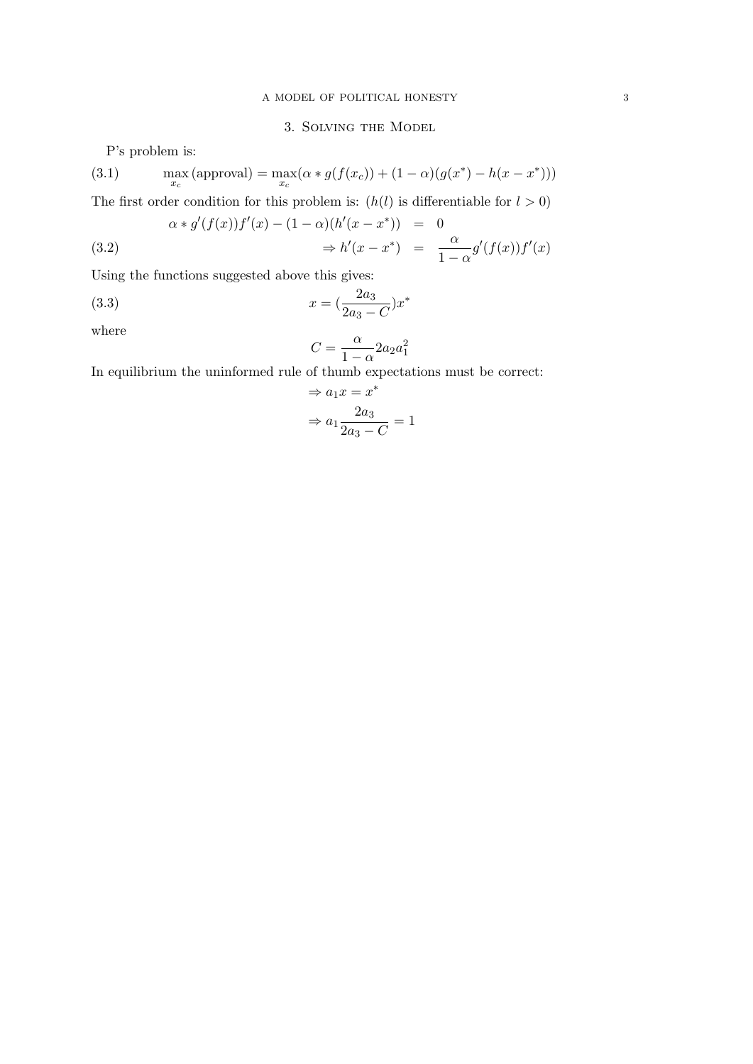## 3. Solving the Model

P's problem is:

$$\max_{x_c}(\text{approval}) = \max_{x_c}(\alpha * g(f(x_c)) + (1-\alpha)(g(x^*) - h(x - x^*))) \tag{3.1}$$

The first order condition for this problem is: ($h(l)$ is differentiable for $l > 0$)

$$\begin{aligned} \alpha * g'(f(x))f'(x) - (1-\alpha)(h'(x - x^*)) &= 0 \\ \Rightarrow h'(x - x^*) &= \frac{\alpha}{1-\alpha} g'(f(x))f'(x) \end{aligned} \tag{3.2}$$

Using the functions suggested above this gives:

$$x = (\frac{2a_3}{2a_3 - C})x^* \tag{3.3}$$

where

$$C = \frac{\alpha}{1-\alpha} 2a_2 a_1^2$$

In equilibrium the uninformed rule of thumb expectations must be correct:

$$\Rightarrow a_1 x = x^*$$

$$\Rightarrow a_1 \frac{2a_3}{2a_3 - C} = 1$$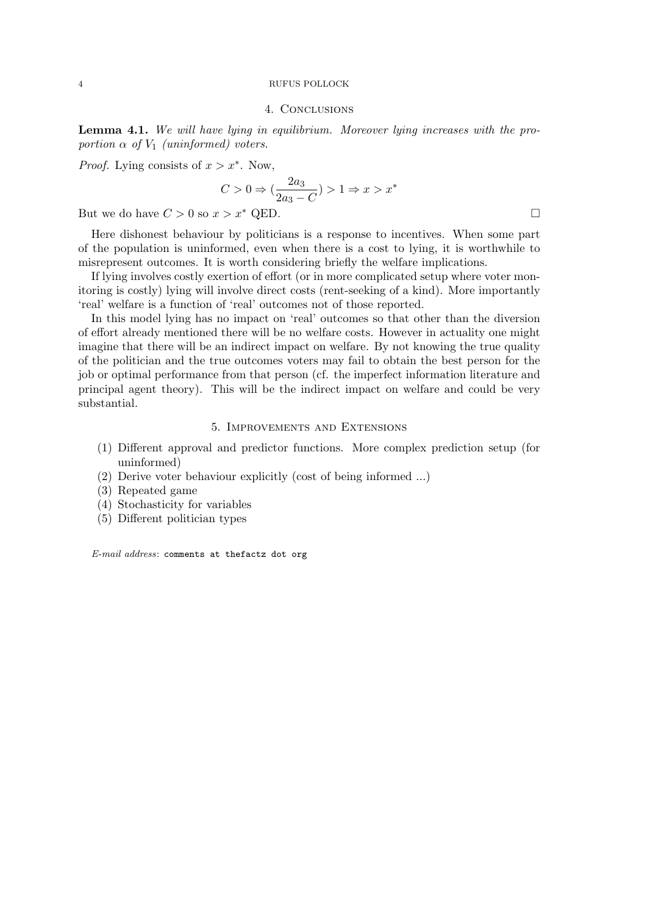## 4. Conclusions

**Lemma 4.1.** *We will have lying in equilibrium. Moreover lying increases with the proportion $\alpha$ of $V_1$ (uninformed) voters.*

*Proof.* Lying consists of $x > x^*$. Now,

$$C > 0 \Rightarrow (\frac{2a_3}{2a_3 - C}) > 1 \Rightarrow x > x^*$$

But we do have $C > 0$ so $x > x^*$ QED. □

Here dishonest behaviour by politicians is a response to incentives. When some part of the population is uninformed, even when there is a cost to lying, it is worthwhile to misrepresent outcomes. It is worth considering briefly the welfare implications.

If lying involves costly exertion of effort (or in more complicated setup where voter monitoring is costly) lying will involve direct costs (rent-seeking of a kind). More importantly 'real' welfare is a function of 'real' outcomes not of those reported.

In this model lying has no impact on 'real' outcomes so that other than the diversion of effort already mentioned there will be no welfare costs. However in actuality one might imagine that there will be an indirect impact on welfare. By not knowing the true quality of the politician and the true outcomes voters may fail to obtain the best person for the job or optimal performance from that person (cf. the imperfect information literature and principal agent theory). This will be the indirect impact on welfare and could be very substantial.

## 5. Improvements and Extensions

(1) Different approval and predictor functions. More complex prediction setup (for uninformed)
(2) Derive voter behaviour explicitly (cost of being informed ...)
(3) Repeated game
(4) Stochasticity for variables
(5) Different politician types

*E-mail address*: comments at thefactz dot org